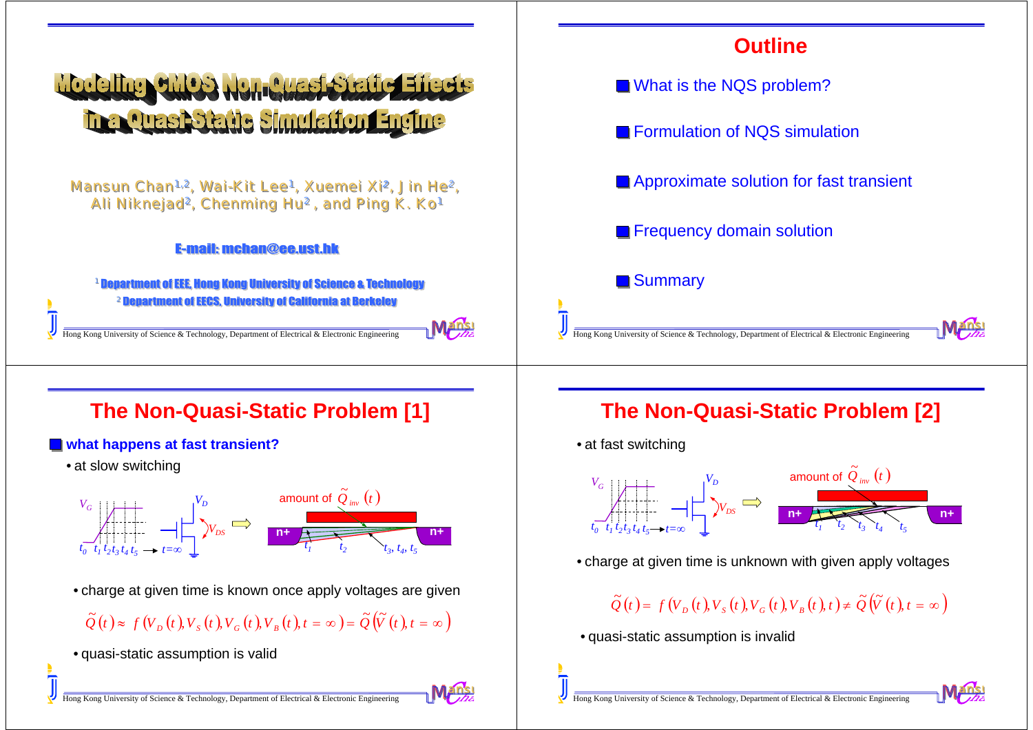# Modeling CMOS Non-Quasi-Static Effects in a Quasi-Static Simulation Engine

Mansun Chan[1,2], Wai-Kit Lee[1], Xuemei Xi[2], J in He[2], Ali Niknejad[2], Chenming Hu[2], and Ping K. Ko[1]

E-mail: mchan@ee.ust.hk

[1] Department of EEE, Hong Kong University of Science & Technology

[2] Department of EECS, University of California at Berkeley

## Outline

- What is the NQS problem?
- Formulation of NQS simulation
- Approximate solution for fast transient
- Frequency domain solution
- Summary

## The Non-Quasi-Static Problem [1]

**what happens at fast transient?**

- at slow switching

$V_G$ $V_D$ $V_{DS}$

$t_0$ $t_1$ $t_2$ $t_3$ $t_4$ $t_5$ → $t=\infty$

amount of $\tilde{Q}_{inv}(t)$

n+ n+

$t_1$ $t_2$ $t_3, t_4, t_5$

- charge at given time is known once apply voltages are given

$$\tilde{Q}(t) \approx f\left(V_D(t), V_S(t), V_G(t), V_B(t), t=\infty\right) = \tilde{Q}\left(\tilde{V}(t), t=\infty\right)$$

- quasi-static assumption is valid

## The Non-Quasi-Static Problem [2]

- at fast switching

$V_G$ $V_D$ $V_{DS}$

$t_0$ $t_1$ $t_2$ $t_3$ $t_4$ $t_5$ → $t=\infty$

amount of $\tilde{Q}_{inv}(t)$

n+ n+

$t_1$ $t_2$ $t_3$ $t_4$ $t_5$

- charge at given time is unknown with given apply voltages

$$\tilde{Q}(t) = f\left(V_D(t), V_S(t), V_G(t), V_B(t), t\right) \neq \tilde{Q}\left(\tilde{V}(t), t=\infty\right)$$

- quasi-static assumption is invalid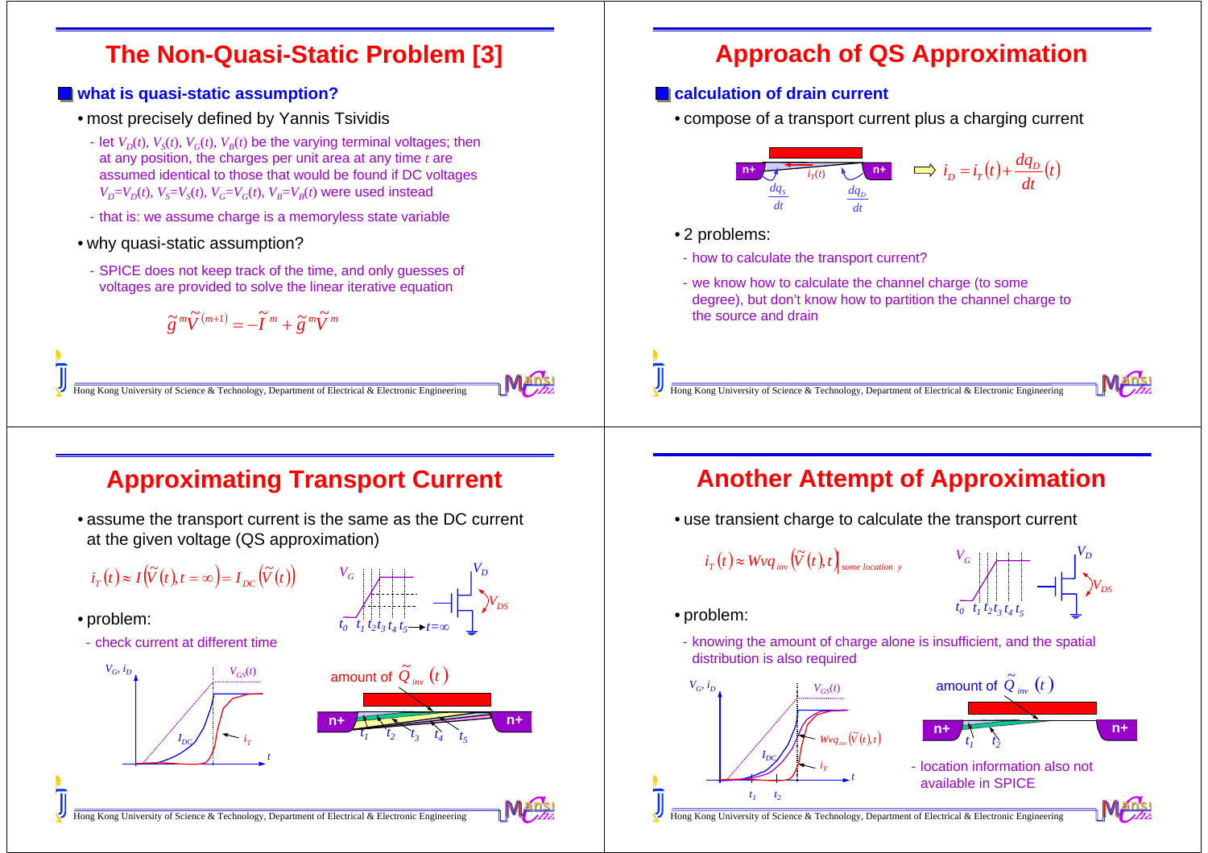# The Non-Quasi-Static Problem [3]

## what is quasi-static assumption?

- most precisely defined by Yannis Tsividis
  - let $V_D(t)$, $V_S(t)$, $V_G(t)$, $V_B(t)$ be the varying terminal voltages; then at any position, the charges per unit area at any time $t$ are assumed identical to those that would be found if DC voltages $V_D=V_D(t)$, $V_S=V_S(t)$, $V_G=V_G(t)$, $V_B=V_B(t)$ were used instead
  - that is: we assume charge is a memoryless state variable
- why quasi-static assumption?
  - SPICE does not keep track of the time, and only guesses of voltages are provided to solve the linear iterative equation

$$\tilde{g}^{m}\tilde{V}^{(m+1)} = -\tilde{I}^{m} + \tilde{g}^{m}\tilde{V}^{m}$$

# Approach of QS Approximation

## calculation of drain current

- compose of a transport current plus a charging current

n+ n+ $i_T(t)$ $\frac{dq_S}{dt}$ $\frac{dq_D}{dt}$

$$\Rightarrow i_D = i_T(t) + \frac{dq_D}{dt}(t)$$

- 2 problems:
  - how to calculate the transport current?
  - we know how to calculate the channel charge (to some degree), but don't know how to partition the channel charge to the source and drain

# Approximating Transport Current

- assume the transport current is the same as the DC current at the given voltage (QS approximation)

$$i_T(t) \approx I(\tilde{V}(t), t=\infty) = I_{DC}(\tilde{V}(t))$$

$V_G$ $t_0$ $t_1$ $t_2$ $t_3$ $t_4$ $t_5$ $\rightarrow t=\infty$ $V_D$ $V_{DS}$

- problem:
  - check current at different time

$V_G$, $i_D$ $V_{GS}(t)$ $I_{DC}$ $i_T$ $t$

amount of $\tilde{Q}_{inv}(t)$

n+ n+ $t_1$ $t_2$ $t_3$ $t_4$ $t_5$

# Another Attempt of Approximation

- use transient charge to calculate the transport current

$$i_T(t) \approx Wvq_{inv}(\tilde{V}(t), t)\Big|_{\text{some location } y}$$

$V_G$ $t_0$ $t_1$ $t_2$ $t_3$ $t_4$ $t_5$ $V_D$ $V_{DS}$

- problem:
  - knowing the amount of charge alone is insufficient, and the spatial distribution is also required

$V_G$, $i_D$ $V_{GS}(t)$ $Wvq_{inv}(\tilde{V}(t), t)$ $I_{DC}$ $i_T$ $t$ $t_1$ $t_2$

amount of $\tilde{Q}_{inv}(t)$

n+ n+ $t_1$ $t_2$

- location information also not available in SPICE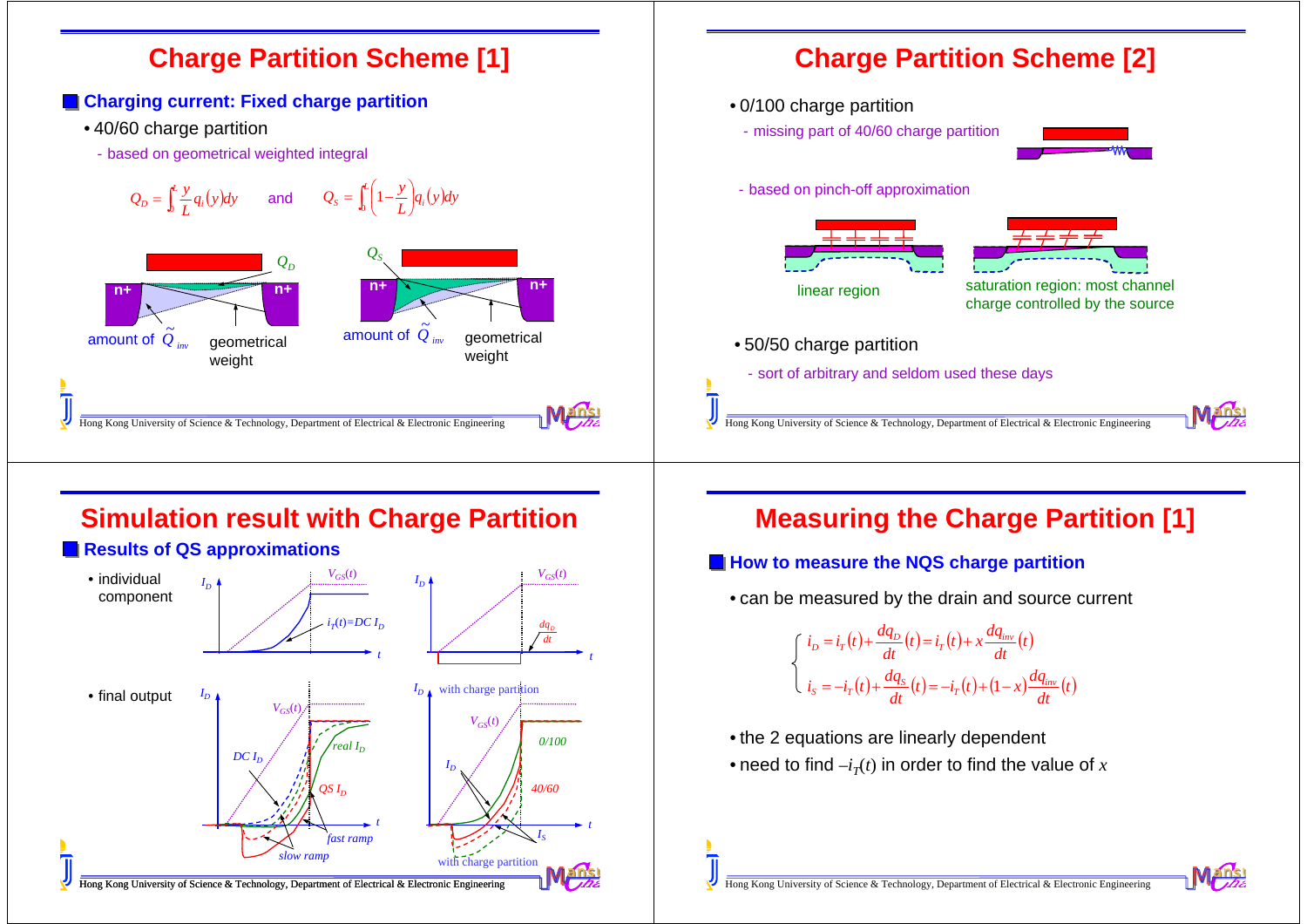# Charge Partition Scheme [1]

## Charging current: Fixed charge partition

- 40/60 charge partition
  - based on geometrical weighted integral

$$Q_D = \int_0^L \frac{y}{L} q_i(y)dy \quad \text{and} \quad Q_S = \int_0^L \left(1 - \frac{y}{L}\right) q_i(y)dy$$

$Q_D$ — amount of $\tilde{Q}_{inv}$ — geometrical weight

$Q_S$ — amount of $\tilde{Q}_{inv}$ — geometrical weight

# Charge Partition Scheme [2]

- 0/100 charge partition
  - missing part of 40/60 charge partition
  - based on pinch-off approximation

linear region

saturation region: most channel charge controlled by the source

- 50/50 charge partition
  - sort of arbitrary and seldom used these days

# Simulation result with Charge Partition

## Results of QS approximations

- individual component
- final output

$I_D$, $V_{GS}(t)$, $i_T(t)$=DC $I_D$, $\frac{dq_D}{dt}$, $t$

DC $I_D$, real $I_D$, QS $I_D$, fast ramp, slow ramp

with charge partition, $I_D$, $V_{GS}(t)$, 0/100, 40/60, $I_S$, with charge partition

# Measuring the Charge Partition [1]

## How to measure the NQS charge partition

- can be measured by the drain and source current

$$\begin{cases} i_D = i_T(t) + \dfrac{dq_D}{dt}(t) = i_T(t) + x\dfrac{dq_{inv}}{dt}(t) \\ i_S = -i_T(t) + \dfrac{dq_S}{dt}(t) = -i_T(t) + (1-x)\dfrac{dq_{inv}}{dt}(t) \end{cases}$$

- the 2 equations are linearly dependent
- need to find $-i_T(t)$ in order to find the value of $x$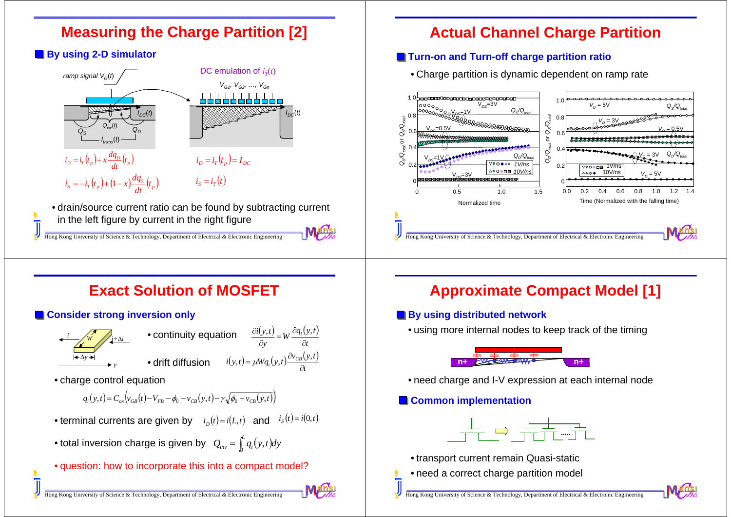# Measuring the Charge Partition [2]

## By using 2-D simulator

ramp signal $V_G(t)$

DC emulation of $i_T(t)$

$V_{G1}, V_{G2}, \ldots, V_{Gn}$

$I_{DC}(t)$

$Q_{inv}(t)$

$Q_S$

$Q_D$

$I_{trans}(t)$

$I_{DC}(t)$

$$i_D = i_T(t_p) + x\frac{dq_D}{dt}(t_p)$$

$$i_S = -i_T(t_p) + (1-x)\frac{dq_S}{dt}(t_p)$$

$$i_D = i_T(t_p) = I_{DC}$$

$$i_S = i_T(t)$$

- drain/source current ratio can be found by subtracting current in the left figure by current in the right figure

# Actual Channel Charge Partition

## Turn-on and Turn-off charge partition ratio

- Charge partition is dynamic dependent on ramp rate

Left plot:

$Q_D/Q_{total}$ or $Q_S/Q_{total}$

1.0
0.8
0.6
0.4
0.2
0

$V_{DS}$=3V
$V_{DS}$=1V
$V_{DS}$=0.5V
$Q_S/Q_{total}$
$V_{DS}$=1V
$Q_D/Q_{total}$
1V/ns
10V/ns
$V_{DS}$=3V

0
0.5
1.0
1.5

Normalized time

Right plot:

$Q_D/Q_{total}$ or $Q_S/Q_{total}$

1.0
0.8
0.6
0.4
0.2
0

$V_D$ = 5V
$Q_S/Q_{total}$
$V_D$ = 3V
$V_D$ = 0.5V
$V_D$ = 3V
$Q_D/Q_{total}$
1V/ns
10V/ns
$V_D$ = 5V

0.0
0.2
0.4
0.6
0.8
1.0
1.2
1.4

Time (Normalized with the falling time)

# Exact Solution of MOSFET

## Consider strong inversion only

$i$
$i+\Delta i$
$W$
$\Delta y$
$y$

- continuity equation $\frac{\partial i(y,t)}{\partial y} = W\frac{\partial q_i(y,t)}{\partial t}$
- drift diffusion $i(y,t) = \mu W q_i(y,t)\frac{\partial v_{CB}(y,t)}{\partial t}$
- charge control equation

$$q_i(y,t) = C_{ox}\left(v_{GB}(t) - V_{FB} - \phi_0 - v_{CB}(y,t) - \gamma\sqrt{\phi_0 + v_{CB}(y,t)}\right)$$

- terminal currents are given by $i_D(t) = i(L,t)$ and $i_S(t) = i(0,t)$
- total inversion charge is given by $Q_{inv} = \int_0^L q_i(y,t)dy$
- question: how to incorporate this into a compact model?

# Approximate Compact Model [1]

## By using distributed network

- using more internal nodes to keep track of the timing

n+
n+

- need charge and I-V expression at each internal node

## Common implementation

- transport current remain Quasi-static
- need a correct charge partition model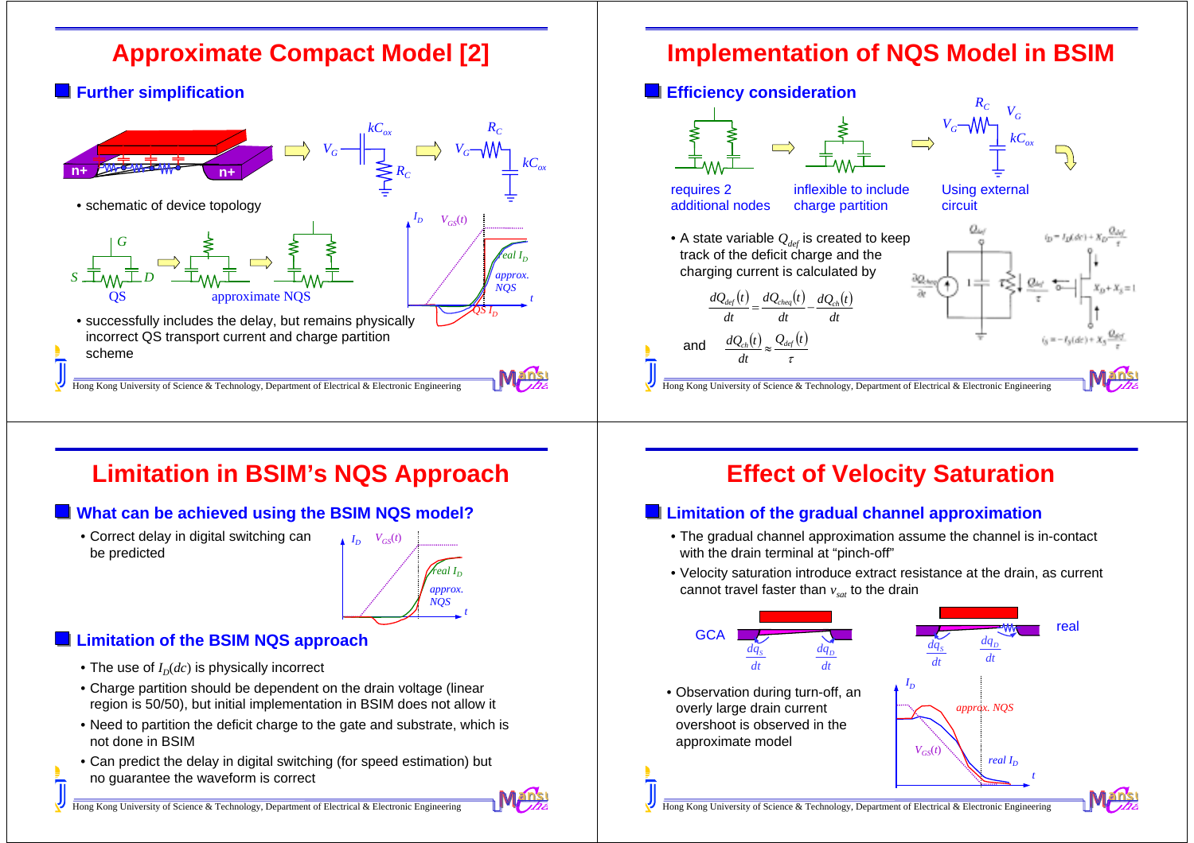# Approximate Compact Model [2]

## Further simplification

n+ n+

$V_G$ $kC_{ox}$ $R_C$

$V_G$ $R_C$ $kC_{ox}$

- schematic of device topology

G S D

QS approximate NQS

$I_D$ $V_{GS}(t)$

real $I_D$

approx. NQS

QS $I_D$

t

- successfully includes the delay, but remains physically incorrect QS transport current and charge partition scheme

# Implementation of NQS Model in BSIM

## Efficiency consideration

requires 2 additional nodes

inflexible to include charge partition

$R_C$ $V_G$ $V_G$ $kC_{ox}$

Using external circuit

- A state variable $Q_{def}$ is created to keep track of the deficit charge and the charging current is calculated by

$$\frac{dQ_{def}(t)}{dt} = \frac{dQ_{cheq}(t)}{dt} - \frac{dQ_{ch}(t)}{dt}$$

and $\frac{dQ_{ch}(t)}{dt} \approx \frac{Q_{def}(t)}{\tau}$

$Q_{def}$

$\frac{\partial Q_{cheq}}{\partial t}$ $\tau$ $\frac{Q_{def}}{\tau}$

$i_D = I_D(dc) + X_D \frac{Q_{def}}{\tau}$

$X_D + X_S = 1$

$i_S = -I_S(dc) + X_S \frac{Q_{def}}{\tau}$

# Limitation in BSIM's NQS Approach

## What can be achieved using the BSIM NQS model?

- Correct delay in digital switching can be predicted

$I_D$ $V_{GS}(t)$

real $I_D$

approx. NQS

t

## Limitation of the BSIM NQS approach

- The use of $I_D(dc)$ is physically incorrect
- Charge partition should be dependent on the drain voltage (linear region is 50/50), but initial implementation in BSIM does not allow it
- Need to partition the deficit charge to the gate and substrate, which is not done in BSIM
- Can predict the delay in digital switching (for speed estimation) but no guarantee the waveform is correct

# Effect of Velocity Saturation

## Limitation of the gradual channel approximation

- The gradual channel approximation assume the channel is in-contact with the drain terminal at "pinch-off"
- Velocity saturation introduce extract resistance at the drain, as current cannot travel faster than $v_{sat}$ to the drain

GCA $\frac{dq_S}{dt}$ $\frac{dq_D}{dt}$

real $\frac{dq_S}{dt}$ $\frac{dq_D}{dt}$

- Observation during turn-off, an overly large drain current overshoot is observed in the approximate model

$I_D$

approx. NQS

$V_{GS}(t)$

real $I_D$

t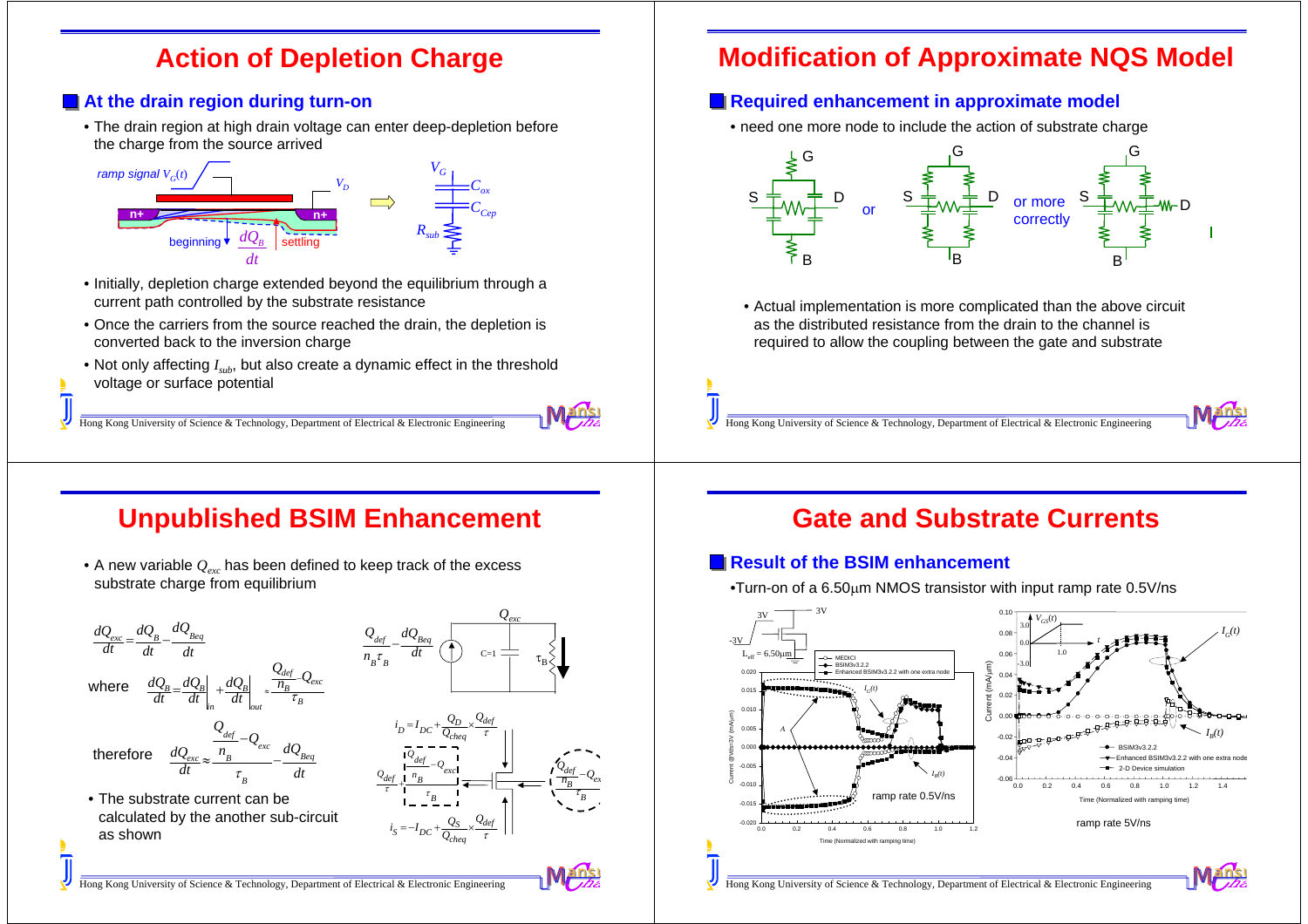# Action of Depletion Charge

## At the drain region during turn-on

- The drain region at high drain voltage can enter deep-depletion before the charge from the source arrived

ramp signal $V_G(t)$ — $V_D$ — n+ — n+ — beginning — $\frac{dQ_B}{dt}$ — settling ⇨ $V_G$, $C_{ox}$, $C_{Cep}$, $R_{sub}$

- Initially, depletion charge extended beyond the equilibrium through a current path controlled by the substrate resistance
- Once the carriers from the source reached the drain, the depletion is converted back to the inversion charge
- Not only affecting $I_{sub}$, but also create a dynamic effect in the threshold voltage or surface potential

# Modification of Approximate NQS Model

## Required enhancement in approximate model

- need one more node to include the action of substrate charge

G, S, D, B — or — G, S, D, B — or more correctly — G, S, D, B

- Actual implementation is more complicated than the above circuit as the distributed resistance from the drain to the channel is required to allow the coupling between the gate and substrate

# Unpublished BSIM Enhancement

- A new variable $Q_{exc}$ has been defined to keep track of the excess substrate charge from equilibrium

$$\frac{dQ_{exc}}{dt} = \frac{dQ_B}{dt} - \frac{dQ_{Beq}}{dt}$$

where
$$\frac{dQ_B}{dt} = \left.\frac{dQ_B}{dt}\right|_{in} + \left.\frac{dQ_B}{dt}\right|_{out} \approx \frac{\frac{Q_{def}}{n_B} - Q_{exc}}{\tau_B}$$

therefore
$$\frac{dQ_{exc}}{dt} \approx \frac{\frac{Q_{def}}{n_B} - Q_{exc}}{\tau_B} - \frac{dQ_{Beq}}{dt}$$

- The substrate current can be calculated by the another sub-circuit as shown

$\frac{Q_{def}}{n_B \tau_B} - \frac{dQ_{Beq}}{dt}$, C=1, $\tau_B$, $Q_{exc}$

$$i_D = I_{DC} + \frac{Q_D}{Q_{cheq}} \times \frac{Q_{def}}{\tau}$$

$$\frac{Q_{def}}{\tau} + \frac{\frac{Q_{def}}{n_B} - Q_{exc}}{\tau_B}$$

$$i_S = -I_{DC} + \frac{Q_S}{Q_{cheq}} \times \frac{Q_{def}}{\tau}$$

# Gate and Substrate Currents

## Result of the BSIM enhancement

- Turn-on of a 6.50μm NMOS transistor with input ramp rate 0.5V/ns

Left plot: $L_{eff}$ = 6.50μm; legend: MEDICI, BSIM3v3.2.2, Enhanced BSIM3v3.2.2 with one extra node; labels $I_G(t)$, $I_B(t)$, A; ramp rate 0.5V/ns; y-axis: Current @Vds=3V (mA/μm); x-axis: Time (Normalized with ramping time)

Right plot: $V_{GS}(t)$, $I_G(t)$, $I_B(t)$; legend: BSIM3v3.2.2, Enhanced BSIM3v3.2.2 with one extra node, 2-D Device simulation; y-axis: Current (mA/μm); x-axis: Time (Normalized with ramping time)

ramp rate 5V/ns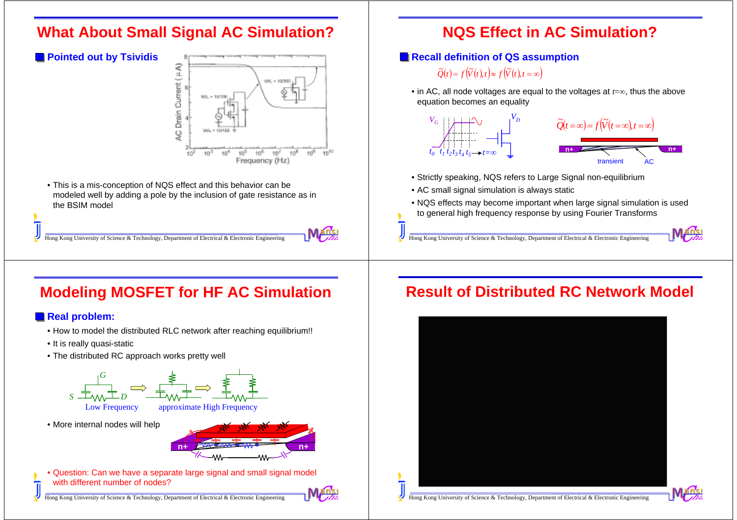# What About Small Signal AC Simulation?

## Pointed out by Tsividis

AC Drain Current (μA)

8

6

4

2

W/L = 10/200

W/L = 10/100

W/L = 10/100

Frequency (Hz)

$10^2$ $10^3$ $10^4$ $10^5$ $10^6$ $10^7$ $10^8$ $10^9$ $10^{10}$

- This is a mis-conception of NQS effect and this behavior can be modeled well by adding a pole by the inclusion of gate resistance as in the BSIM model

# NQS Effect in AC Simulation?

## Recall definition of QS assumption

$$\tilde{Q}(t) = f\left(\tilde{V}(t), t\right) \approx f\left(\tilde{V}(t), t = \infty\right)$$

- in AC, all node voltages are equal to the voltages at $t=\infty$, thus the above equation becomes an equality

$V_G$

$V_D$

$t_0$ $t_1$ $t_2$ $t_3$ $t_4$ $t_5$ $t=\infty$

$$\tilde{Q}(t=\infty) = f\left(\tilde{V}(t=\infty), t=\infty\right)$$

n+

n+

transient

AC

- Strictly speaking, NQS refers to Large Signal non-equilibrium
- AC small signal simulation is always static
- NQS effects may become important when large signal simulation is used to general high frequency response by using Fourier Transforms

# Modeling MOSFET for HF AC Simulation

## Real problem:

- How to model the distributed RLC network after reaching equilibrium!!
- It is really quasi-static
- The distributed RC approach works pretty well

G

S

D

Low Frequency

approximate High Frequency

- More internal nodes will help

n+

n+

- Question: Can we have a separate large signal and small signal model with different number of nodes?

# Result of Distributed RC Network Model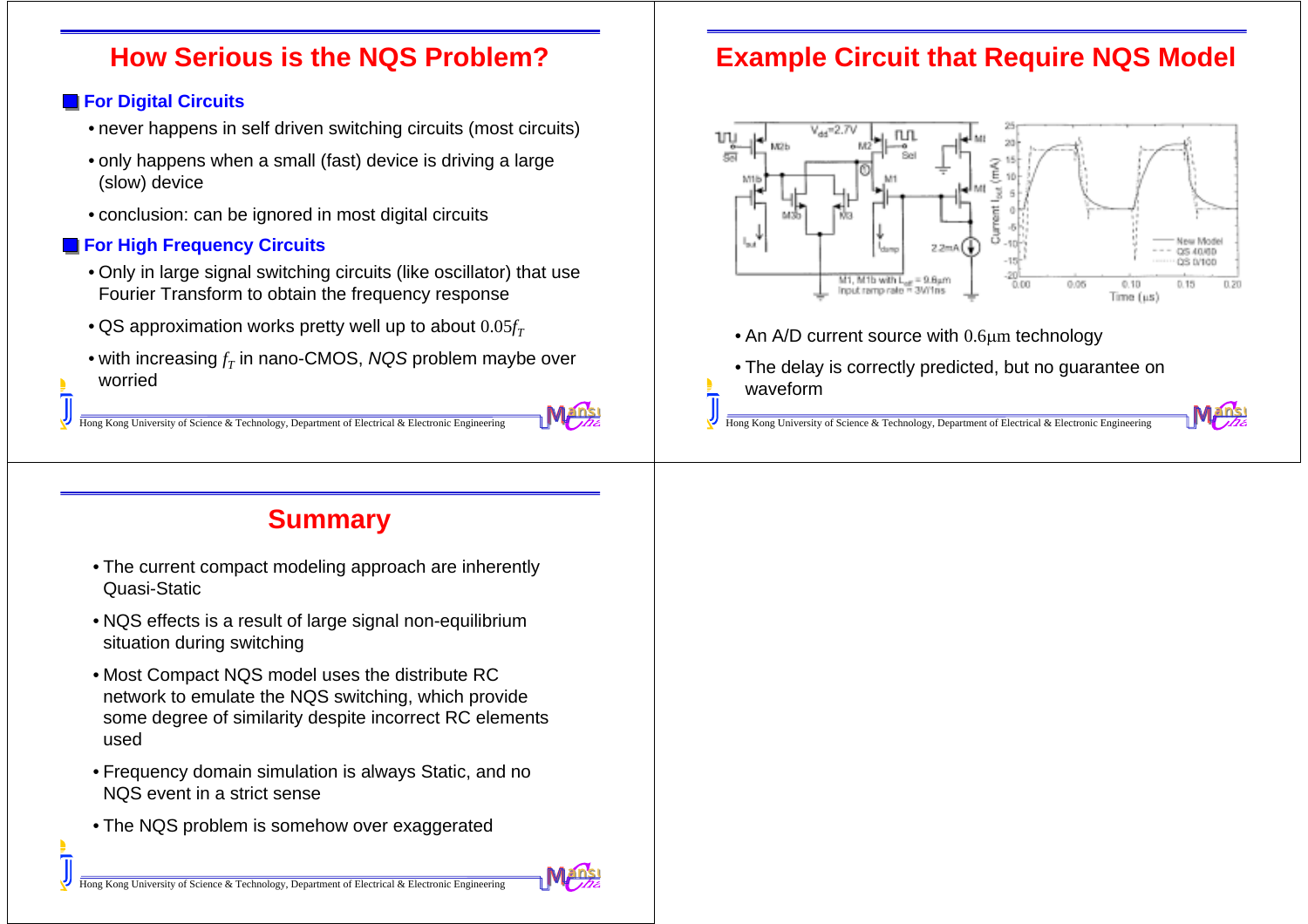## How Serious is the NQS Problem?

### For Digital Circuits

- never happens in self driven switching circuits (most circuits)
- only happens when a small (fast) device is driving a large (slow) device
- conclusion: can be ignored in most digital circuits

### For High Frequency Circuits

- Only in large signal switching circuits (like oscillator) that use Fourier Transform to obtain the frequency response
- QS approximation works pretty well up to about $0.05f_T$
- with increasing $f_T$ in nano-CMOS, *NQS* problem maybe over worried

## Example Circuit that Require NQS Model

$V_{dd}$=2.7V

Sel

M2b

M2

Sel

M1b

M1

M3b

M3

$I_{out}$

$I_{damp}$

2.2mA

M1, M1b with $L_{eff}$ = 9.6µm

Input ramp rate = 3V/1ns

Current $I_{out}$ (mA)

25

20

15

10

5

0

-5

-10

-15

-20

0.00

0.05

0.10

0.15

0.20

Time (µs)

New Model

QS 40/60

QS 0/100

- An A/D current source with $0.6\mu m$ technology
- The delay is correctly predicted, but no guarantee on waveform

## Summary

- The current compact modeling approach are inherently Quasi-Static
- NQS effects is a result of large signal non-equilibrium situation during switching
- Most Compact NQS model uses the distribute RC network to emulate the NQS switching, which provide some degree of similarity despite incorrect RC elements used
- Frequency domain simulation is always Static, and no NQS event in a strict sense
- The NQS problem is somehow over exaggerated